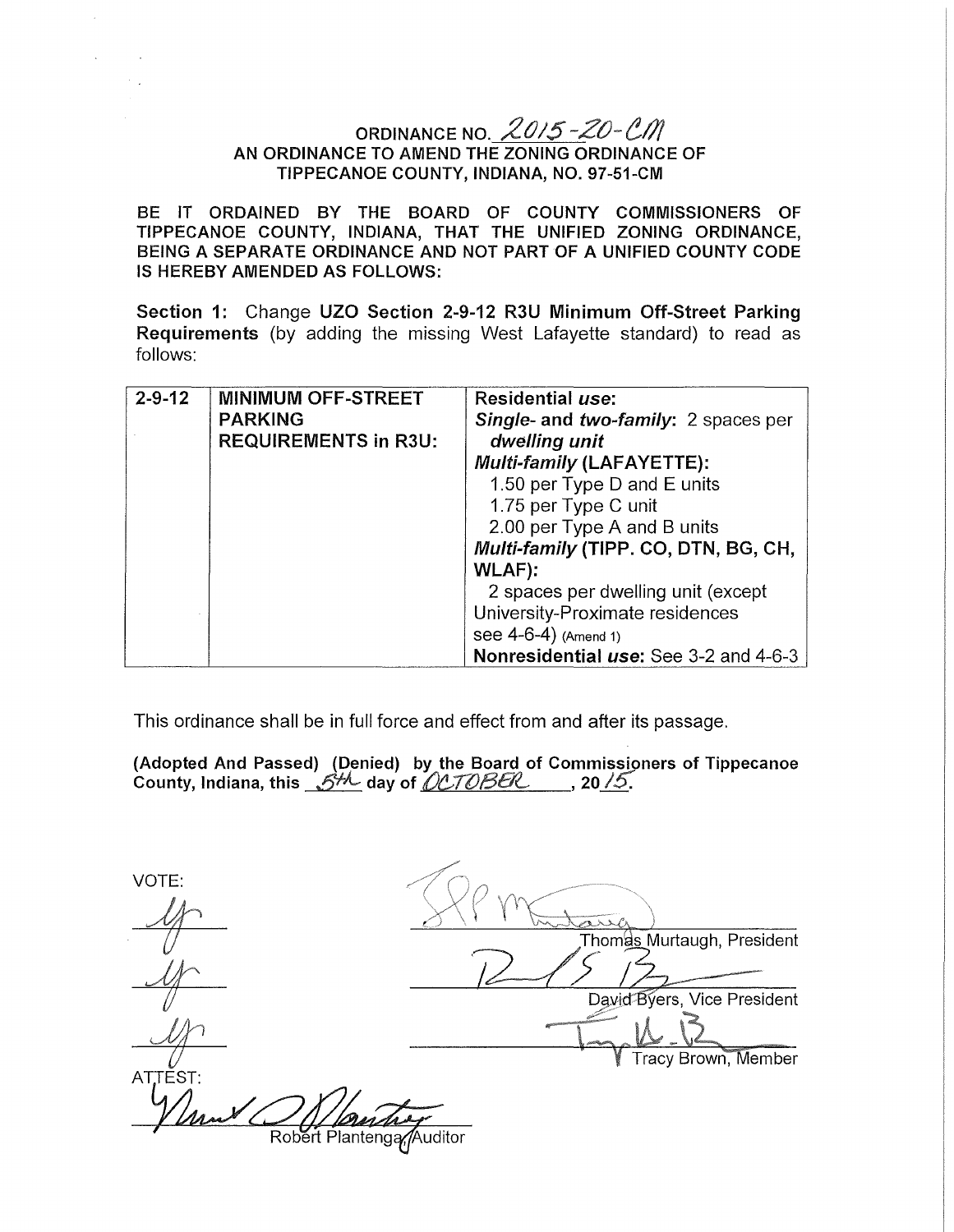# ORDINANCE NO. 2015-20-CM

## AN ORDINANCE TO AMEND THE ZONING ORDINANCE OF TIPPECANOE COUNTY, INDIANA, NO. 97-51-CM

**BE IT ORDAINED BY THE BOARD OF COUNTY COMMISSIONERS OF TIPPECANOE COUNTY, INDIANA, THAT THE UNIFIED ZONING ORDINANCE, BEING A SEPARATE ORDINANCE AND NOT PART OF A UNIFIED COUNTY CODE IS HEREBY AMENDED AS FOLLOWS:**

**Section 1:** Change **UZO Section 2-9-12 R3U Minimum Off-Street Parking Requirements** (by adding the missing West Lafayette standard) to read as follows:

| | | |
|---|---|---|
| **2-9-12** | **MINIMUM OFF-STREET PARKING REQUIREMENTS in R3U:** | **Residential *use*:**<br>***Single-* and *two-family*:** 2 spaces per ***dwelling unit***<br>***Multi-family* (LAFAYETTE):**<br>1.50 per Type D and E units<br>1.75 per Type C unit<br>2.00 per Type A and B units<br>***Multi-family* (TIPP. CO, DTN, BG, CH, WLAF):**<br>2 spaces per dwelling unit (except University-Proximate residences see 4-6-4) (Amend 1)<br>**Nonresidential *use*:** See 3-2 and 4-6-3 |

This ordinance shall be in full force and effect from and after its passage.

**(Adopted And Passed) (Denied) by the Board of Commissioners of Tippecanoe County, Indiana, this 5th day of OCTOBER, 2015.**

VOTE:

Y

Y

Y

Thomas Murtaugh, President

David Byers, Vice President

Tracy Brown, Member

ATTEST:

Robert Plantenga, Auditor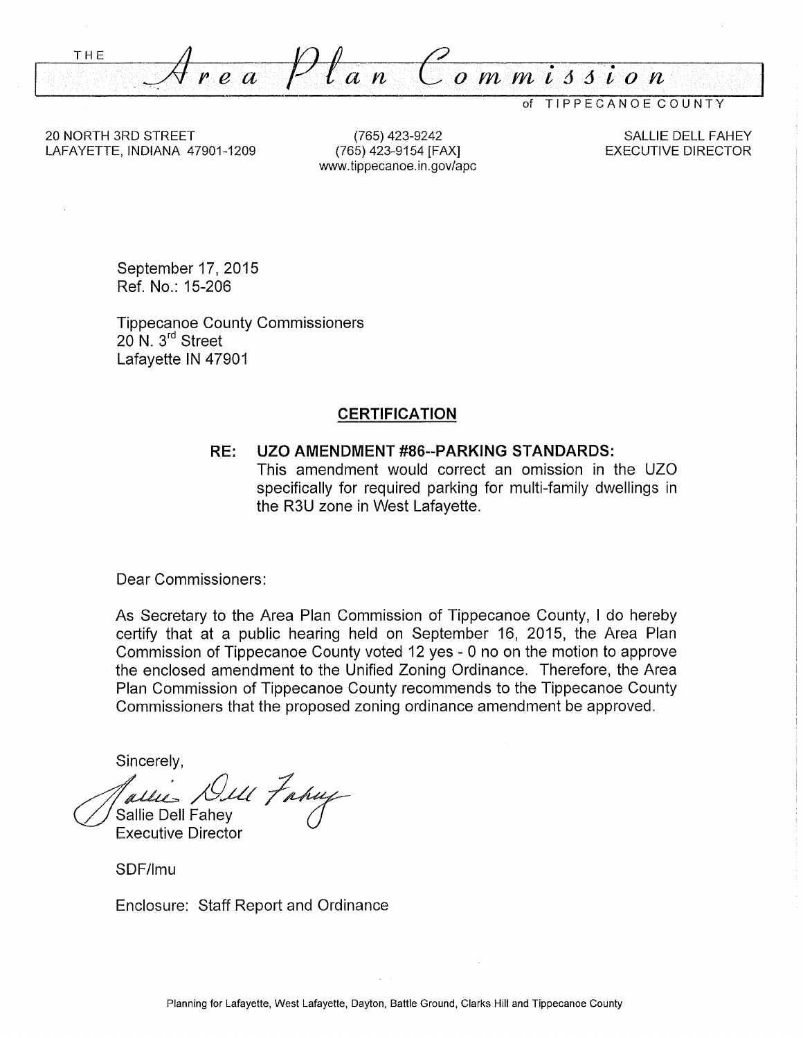# THE Area Plan Commission

of TIPPECANOE COUNTY

20 NORTH 3RD STREET
LAFAYETTE, INDIANA 47901-1209

(765) 423-9242
(765) 423-9154 [FAX]
www.tippecanoe.in.gov/apc

SALLIE DELL FAHEY
EXECUTIVE DIRECTOR

September 17, 2015
Ref. No.: 15-206

Tippecanoe County Commissioners
20 N. 3rd Street
Lafayette IN 47901

## CERTIFICATION

**RE: UZO AMENDMENT #86--PARKING STANDARDS:**
This amendment would correct an omission in the UZO specifically for required parking for multi-family dwellings in the R3U zone in West Lafayette.

Dear Commissioners:

As Secretary to the Area Plan Commission of Tippecanoe County, I do hereby certify that at a public hearing held on September 16, 2015, the Area Plan Commission of Tippecanoe County voted 12 yes - 0 no on the motion to approve the enclosed amendment to the Unified Zoning Ordinance. Therefore, the Area Plan Commission of Tippecanoe County recommends to the Tippecanoe County Commissioners that the proposed zoning ordinance amendment be approved.

Sincerely,

Sallie Dell Fahey
Executive Director

SDF/lmu

Enclosure: Staff Report and Ordinance

Planning for Lafayette, West Lafayette, Dayton, Battle Ground, Clarks Hill and Tippecanoe County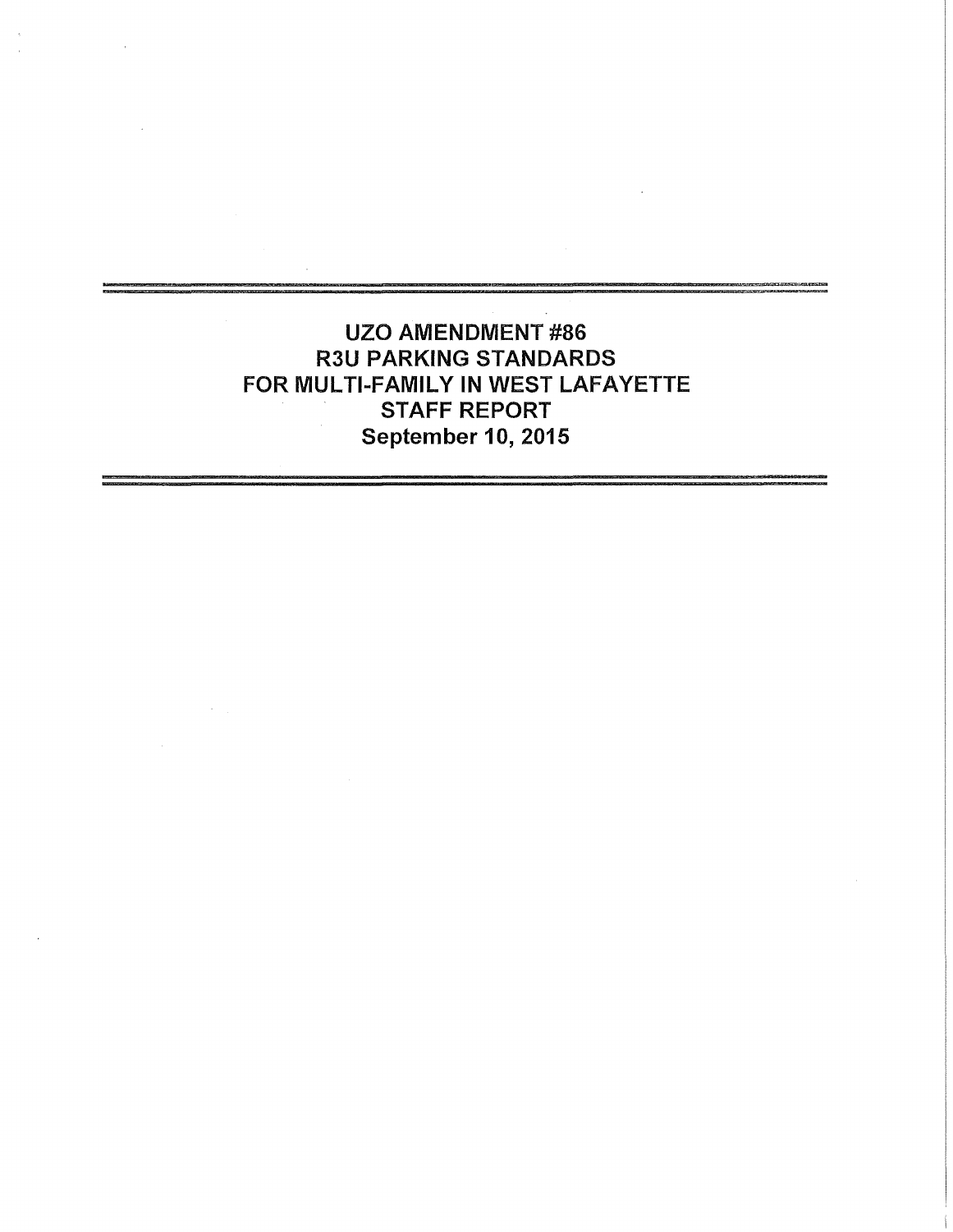# UZO AMENDMENT #86
# R3U PARKING STANDARDS
# FOR MULTI-FAMILY IN WEST LAFAYETTE
# STAFF REPORT
# September 10, 2015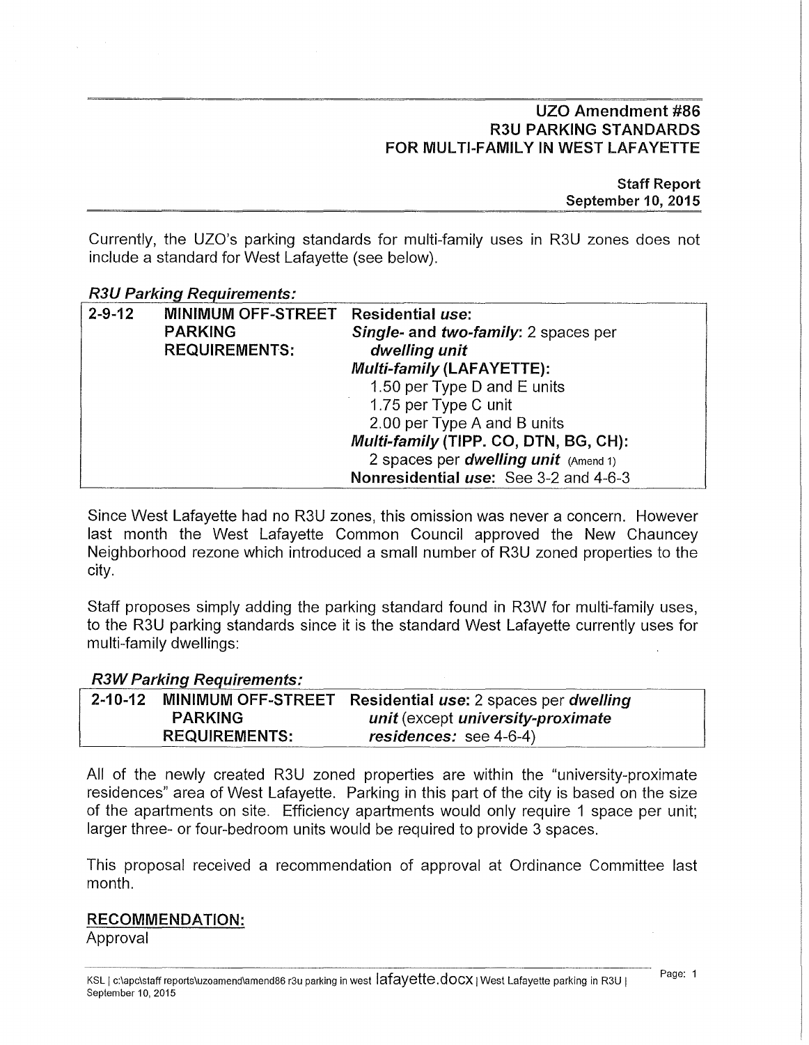## UZO Amendment #86
## R3U PARKING STANDARDS
## FOR MULTI-FAMILY IN WEST LAFAYETTE

**Staff Report**
**September 10, 2015**

Currently, the UZO's parking standards for multi-family uses in R3U zones does not include a standard for West Lafayette (see below).

***R3U Parking Requirements:***

| | | |
|---|---|---|
| **2-9-12** | **MINIMUM OFF-STREET PARKING REQUIREMENTS:** | **Residential *use*:**<br>***Single-* and *two-family*:** 2 spaces per ***dwelling unit***<br>***Multi-family* (LAFAYETTE):**<br>1.50 per Type D and E units<br>1.75 per Type C unit<br>2.00 per Type A and B units<br>***Multi-family* (TIPP. CO, DTN, BG, CH):**<br>2 spaces per ***dwelling unit*** (Amend 1)<br>**Nonresidential *use*:** See 3-2 and 4-6-3 |

Since West Lafayette had no R3U zones, this omission was never a concern. However last month the West Lafayette Common Council approved the New Chauncey Neighborhood rezone which introduced a small number of R3U zoned properties to the city.

Staff proposes simply adding the parking standard found in R3W for multi-family uses, to the R3U parking standards since it is the standard West Lafayette currently uses for multi-family dwellings:

***R3W Parking Requirements:***

| | | |
|---|---|---|
| **2-10-12** | **MINIMUM OFF-STREET PARKING REQUIREMENTS:** | **Residential *use*:** 2 spaces per ***dwelling unit*** (except ***university-proximate residences:*** see 4-6-4) |

All of the newly created R3U zoned properties are within the "university-proximate residences" area of West Lafayette. Parking in this part of the city is based on the size of the apartments on site. Efficiency apartments would only require 1 space per unit; larger three- or four-bedroom units would be required to provide 3 spaces.

This proposal received a recommendation of approval at Ordinance Committee last month.

**RECOMMENDATION:**

Approval